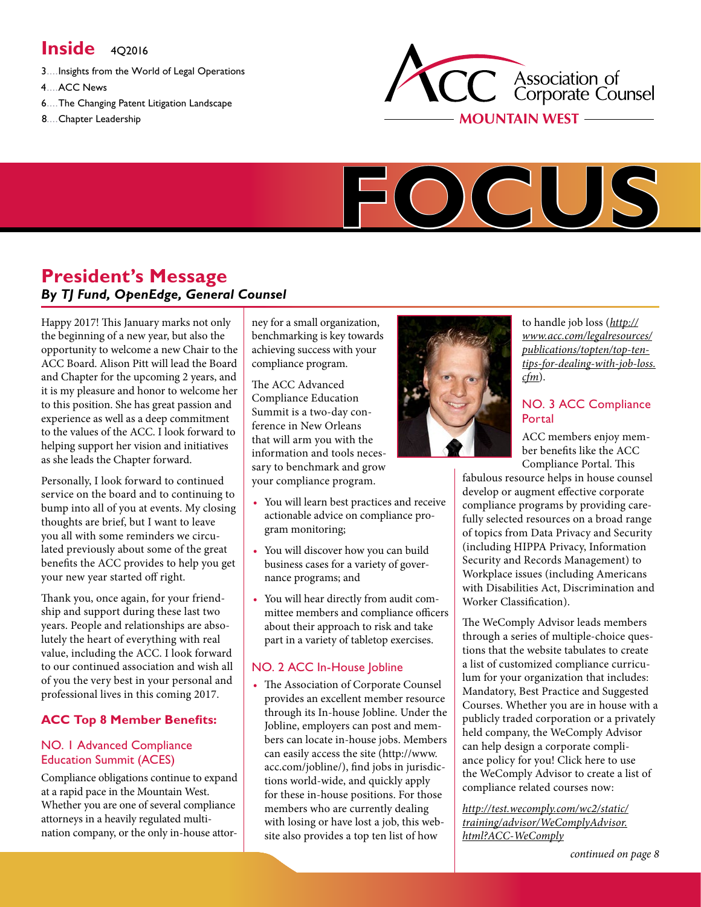## Inside 4Q2016

3....Insights from the World of Legal Operations
4....ACC News
6....The Changing Patent Litigation Landscape
8....Chapter Leadership

ACC Association of Corporate Counsel
MOUNTAIN WEST

# FOCUS

## President's Message

***By TJ Fund, OpenEdge, General Counsel***

Happy 2017! This January marks not only the beginning of a new year, but also the opportunity to welcome a new Chair to the ACC Board. Alison Pitt will lead the Board and Chapter for the upcoming 2 years, and it is my pleasure and honor to welcome her to this position. She has great passion and experience as well as a deep commitment to the values of the ACC. I look forward to helping support her vision and initiatives as she leads the Chapter forward.

Personally, I look forward to continued service on the board and to continuing to bump into all of you at events. My closing thoughts are brief, but I want to leave you all with some reminders we circulated previously about some of the great benefits the ACC provides to help you get your new year started off right.

Thank you, once again, for your friendship and support during these last two years. People and relationships are absolutely the heart of everything with real value, including the ACC. I look forward to our continued association and wish all of you the very best in your personal and professional lives in this coming 2017.

### ACC Top 8 Member Benefits:

#### NO. 1 Advanced Compliance Education Summit (ACES)

Compliance obligations continue to expand at a rapid pace in the Mountain West. Whether you are one of several compliance attorneys in a heavily regulated multination company, or the only in-house attorney for a small organization, benchmarking is key towards achieving success with your compliance program.

The ACC Advanced Compliance Education Summit is a two-day conference in New Orleans that will arm you with the information and tools necessary to benchmark and grow your compliance program.

- You will learn best practices and receive actionable advice on compliance program monitoring;
- You will discover how you can build business cases for a variety of governance programs; and
- You will hear directly from audit committee members and compliance officers about their approach to risk and take part in a variety of tabletop exercises.

#### NO. 2 ACC In-House Jobline

- The Association of Corporate Counsel provides an excellent member resource through its In-house Jobline. Under the Jobline, employers can post and members can locate in-house jobs. Members can easily access the site (http://www.acc.com/jobline/), find jobs in jurisdictions world-wide, and quickly apply for these in-house positions. For those members who are currently dealing with losing or have lost a job, this website also provides a top ten list of how to handle job loss (*http://www.acc.com/legalresources/publications/topten/top-ten-tips-for-dealing-with-job-loss.cfm*).

#### NO. 3 ACC Compliance Portal

ACC members enjoy member benefits like the ACC Compliance Portal. This fabulous resource helps in house counsel develop or augment effective corporate compliance programs by providing carefully selected resources on a broad range of topics from Data Privacy and Security (including HIPPA Privacy, Information Security and Records Management) to Workplace issues (including Americans with Disabilities Act, Discrimination and Worker Classification).

The WeComply Advisor leads members through a series of multiple-choice questions that the website tabulates to create a list of customized compliance curriculum for your organization that includes: Mandatory, Best Practice and Suggested Courses. Whether you are in house with a publicly traded corporation or a privately held company, the WeComply Advisor can help design a corporate compliance policy for you! Click here to use the WeComply Advisor to create a list of compliance related courses now:

*http://test.wecomply.com/wc2/static/training/advisor/WeComplyAdvisor.html?ACC-WeComply*

*continued on page 8*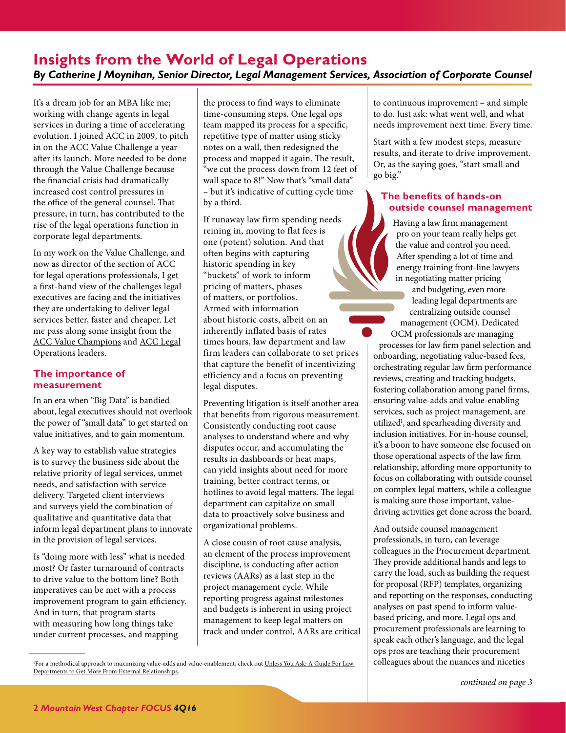# Insights from the World of Legal Operations

*By Catherine J Moynihan, Senior Director, Legal Management Services, Association of Corporate Counsel*

It's a dream job for an MBA like me; working with change agents in legal services in during a time of accelerating evolution. I joined ACC in 2009, to pitch in on the ACC Value Challenge a year after its launch. More needed to be done through the Value Challenge because the financial crisis had dramatically increased cost control pressures in the office of the general counsel. That pressure, in turn, has contributed to the rise of the legal operations function in corporate legal departments.

In my work on the Value Challenge, and now as director of the section of ACC for legal operations professionals, I get a first-hand view of the challenges legal executives are facing and the initiatives they are undertaking to deliver legal services better, faster and cheaper. Let me pass along some insight from the ACC Value Champions and ACC Legal Operations leaders.

## The importance of measurement

In an era when "Big Data" is bandied about, legal executives should not overlook the power of "small data" to get started on value initiatives, and to gain momentum.

A key way to establish value strategies is to survey the business side about the relative priority of legal services, unmet needs, and satisfaction with service delivery. Targeted client interviews and surveys yield the combination of qualitative and quantitative data that inform legal department plans to innovate in the provision of legal services.

Is "doing more with less" what is needed most? Or faster turnaround of contracts to drive value to the bottom line? Both imperatives can be met with a process improvement program to gain efficiency. And in turn, that program starts with measuring how long things take under current processes, and mapping the process to find ways to eliminate time-consuming steps. One legal ops team mapped its process for a specific, repetitive type of matter using sticky notes on a wall, then redesigned the process and mapped it again. The result, "we cut the process down from 12 feet of wall space to 8!" Now that's "small data" – but it's indicative of cutting cycle time by a third.

If runaway law firm spending needs reining in, moving to flat fees is one (potent) solution. And that often begins with capturing historic spending in key "buckets" of work to inform pricing of matters, phases of matters, or portfolios. Armed with information about historic costs, albeit on an inherently inflated basis of rates times hours, law department and law firm leaders can collaborate to set prices that capture the benefit of incentivizing efficiency and a focus on preventing legal disputes.

Preventing litigation is itself another area that benefits from rigorous measurement. Consistently conducting root cause analyses to understand where and why disputes occur, and accumulating the results in dashboards or heat maps, can yield insights about need for more training, better contract terms, or hotlines to avoid legal matters. The legal department can capitalize on small data to proactively solve business and organizational problems.

A close cousin of root cause analysis, an element of the process improvement discipline, is conducting after action reviews (AARs) as a last step in the project management cycle. While reporting progress against milestones and budgets is inherent in using project management to keep legal matters on track and under control, AARs are critical to continuous improvement – and simple to do. Just ask: what went well, and what needs improvement next time. Every time.

Start with a few modest steps, measure results, and iterate to drive improvement. Or, as the saying goes, "start small and go big."

## The benefits of hands-on outside counsel management

Having a law firm management pro on your team really helps get the value and control you need. After spending a lot of time and energy training front-line lawyers in negotiating matter pricing and budgeting, even more leading legal departments are centralizing outside counsel management (OCM). Dedicated OCM professionals are managing processes for law firm panel selection and onboarding, negotiating value-based fees, orchestrating regular law firm performance reviews, creating and tracking budgets, fostering collaboration among panel firms, ensuring value-adds and value-enabling services, such as project management, are utilized[1], and spearheading diversity and inclusion initiatives. For in-house counsel, it's a boon to have someone else focused on those operational aspects of the law firm relationship; affording more opportunity to focus on collaborating with outside counsel on complex legal matters, while a colleague is making sure those important, value-driving activities get done across the board.

And outside counsel management professionals, in turn, can leverage colleagues in the Procurement department. They provide additional hands and legs to carry the load, such as building the request for proposal (RFP) templates, organizing and reporting on the responses, conducting analyses on past spend to inform value-based pricing, and more. Legal ops and procurement professionals are learning to speak each other's language, and the legal ops pros are teaching their procurement colleagues about the nuances and niceties

*continued on page 3*

[1]For a methodical approach to maximizing value-adds and value-enablement, check out Unless You Ask: A Guide For Law Departments to Get More From External Relationships.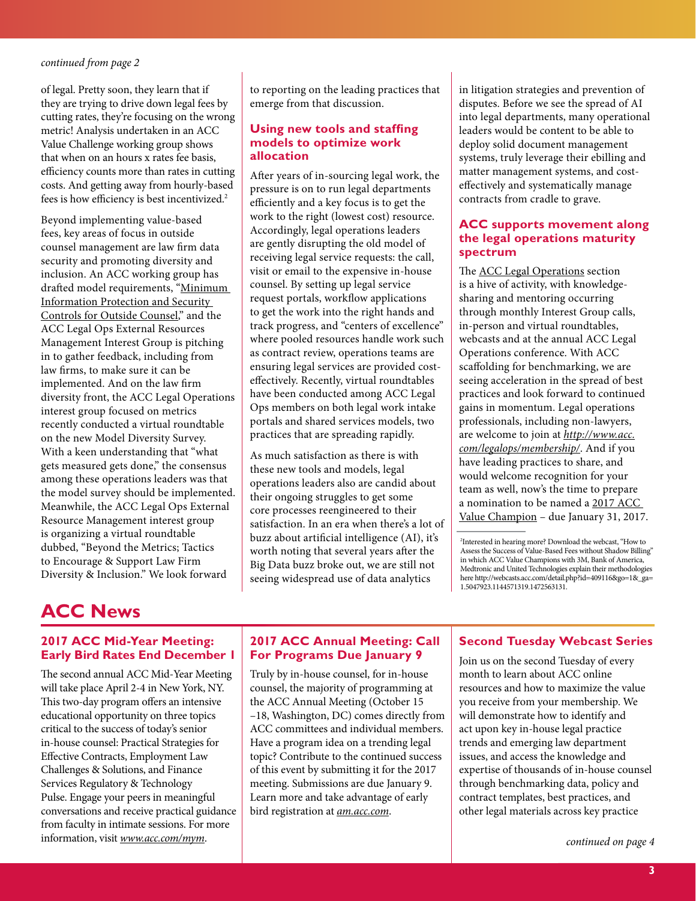*continued from page 2*

of legal. Pretty soon, they learn that if they are trying to drive down legal fees by cutting rates, they're focusing on the wrong metric! Analysis undertaken in an ACC Value Challenge working group shows that when on an hours x rates fee basis, efficiency counts more than rates in cutting costs. And getting away from hourly-based fees is how efficiency is best incentivized.[2]

Beyond implementing value-based fees, key areas of focus in outside counsel management are law firm data security and promoting diversity and inclusion. An ACC working group has drafted model requirements, "Minimum Information Protection and Security Controls for Outside Counsel," and the ACC Legal Ops External Resources Management Interest Group is pitching in to gather feedback, including from law firms, to make sure it can be implemented. And on the law firm diversity front, the ACC Legal Operations interest group focused on metrics recently conducted a virtual roundtable on the new Model Diversity Survey. With a keen understanding that "what gets measured gets done," the consensus among these operations leaders was that the model survey should be implemented. Meanwhile, the ACC Legal Ops External Resource Management interest group is organizing a virtual roundtable dubbed, "Beyond the Metrics; Tactics to Encourage & Support Law Firm Diversity & Inclusion." We look forward to reporting on the leading practices that emerge from that discussion.

### Using new tools and staffing models to optimize work allocation

After years of in-sourcing legal work, the pressure is on to run legal departments efficiently and a key focus is to get the work to the right (lowest cost) resource. Accordingly, legal operations leaders are gently disrupting the old model of receiving legal service requests: the call, visit or email to the expensive in-house counsel. By setting up legal service request portals, workflow applications to get the work into the right hands and track progress, and "centers of excellence" where pooled resources handle work such as contract review, operations teams are ensuring legal services are provided cost-effectively. Recently, virtual roundtables have been conducted among ACC Legal Ops members on both legal work intake portals and shared services models, two practices that are spreading rapidly.

As much satisfaction as there is with these new tools and models, legal operations leaders also are candid about their ongoing struggles to get some core processes reengineered to their satisfaction. In an era when there's a lot of buzz about artificial intelligence (AI), it's worth noting that several years after the Big Data buzz broke out, we are still not seeing widespread use of data analytics in litigation strategies and prevention of disputes. Before we see the spread of AI into legal departments, many operational leaders would be content to be able to deploy solid document management systems, truly leverage their ebilling and matter management systems, and cost-effectively and systematically manage contracts from cradle to grave.

### ACC supports movement along the legal operations maturity spectrum

The ACC Legal Operations section is a hive of activity, with knowledge-sharing and mentoring occurring through monthly Interest Group calls, in-person and virtual roundtables, webcasts and at the annual ACC Legal Operations conference. With ACC scaffolding for benchmarking, we are seeing acceleration in the spread of best practices and look forward to continued gains in momentum. Legal operations professionals, including non-lawyers, are welcome to join at *http://www.acc.com/legalops/membership/*. And if you have leading practices to share, and would welcome recognition for your team as well, now's the time to prepare a nomination to be named a 2017 ACC Value Champion – due January 31, 2017.

[2] Interested in hearing more? Download the webcast, "How to Assess the Success of Value-Based Fees without Shadow Billing" in which ACC Value Champions with 3M, Bank of America, Medtronic and United Technologies explain their methodologies here http://webcasts.acc.com/detail.php?id=409116&go=1&_ga=1.5047923.1144571319.1472563131.

# ACC News

### 2017 ACC Mid-Year Meeting: Early Bird Rates End December 1

The second annual ACC Mid-Year Meeting will take place April 2-4 in New York, NY. This two-day program offers an intensive educational opportunity on three topics critical to the success of today's senior in-house counsel: Practical Strategies for Effective Contracts, Employment Law Challenges & Solutions, and Finance Services Regulatory & Technology Pulse. Engage your peers in meaningful conversations and receive practical guidance from faculty in intimate sessions. For more information, visit *www.acc.com/mym*.

### 2017 ACC Annual Meeting: Call For Programs Due January 9

Truly by in-house counsel, for in-house counsel, the majority of programming at the ACC Annual Meeting (October 15 –18, Washington, DC) comes directly from ACC committees and individual members. Have a program idea on a trending legal topic? Contribute to the continued success of this event by submitting it for the 2017 meeting. Submissions are due January 9. Learn more and take advantage of early bird registration at *am.acc.com*.

### Second Tuesday Webcast Series

Join us on the second Tuesday of every month to learn about ACC online resources and how to maximize the value you receive from your membership. We will demonstrate how to identify and act upon key in-house legal practice trends and emerging law department issues, and access the knowledge and expertise of thousands of in-house counsel through benchmarking data, policy and contract templates, best practices, and other legal materials across key practice

*continued on page 4*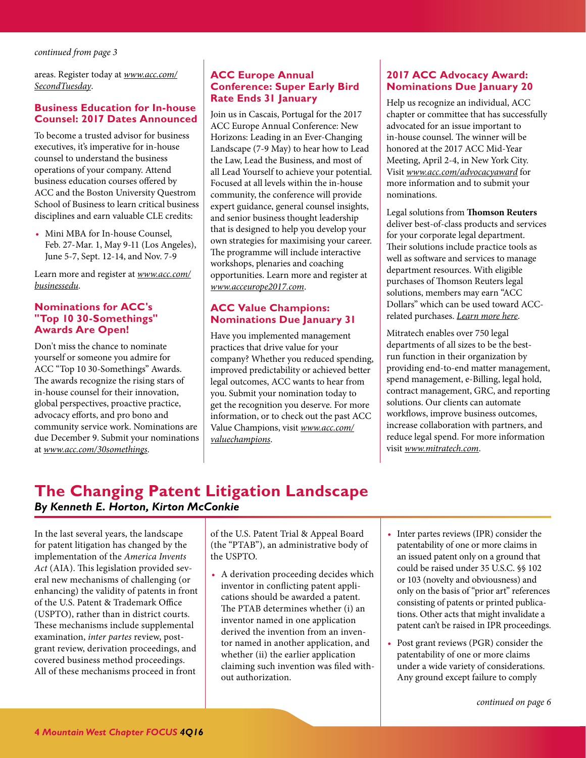*continued from page 3*

areas. Register today at *www.acc.com/SecondTuesday*.

### Business Education for In-house Counsel: 2017 Dates Announced

To become a trusted advisor for business executives, it's imperative for in-house counsel to understand the business operations of your company. Attend business education courses offered by ACC and the Boston University Questrom School of Business to learn critical business disciplines and earn valuable CLE credits:

- Mini MBA for In-house Counsel, Feb. 27-Mar. 1, May 9-11 (Los Angeles), June 5-7, Sept. 12-14, and Nov. 7-9

Learn more and register at *www.acc.com/businessedu*.

### Nominations for ACC's "Top 10 30-Somethings" Awards Are Open!

Don't miss the chance to nominate yourself or someone you admire for ACC "Top 10 30-Somethings" Awards. The awards recognize the rising stars of in-house counsel for their innovation, global perspectives, proactive practice, advocacy efforts, and pro bono and community service work. Nominations are due December 9. Submit your nominations at *www.acc.com/30somethings*.

### ACC Europe Annual Conference: Super Early Bird Rate Ends 31 January

Join us in Cascais, Portugal for the 2017 ACC Europe Annual Conference: New Horizons: Leading in an Ever-Changing Landscape (7-9 May) to hear how to Lead the Law, Lead the Business, and most of all Lead Yourself to achieve your potential. Focused at all levels within the in-house community, the conference will provide expert guidance, general counsel insights, and senior business thought leadership that is designed to help you develop your own strategies for maximising your career. The programme will include interactive workshops, plenaries and coaching opportunities. Learn more and register at *www.acceurope2017.com*.

### ACC Value Champions: Nominations Due January 31

Have you implemented management practices that drive value for your company? Whether you reduced spending, improved predictability or achieved better legal outcomes, ACC wants to hear from you. Submit your nomination today to get the recognition you deserve. For more information, or to check out the past ACC Value Champions, visit *www.acc.com/valuechampions*.

### 2017 ACC Advocacy Award: Nominations Due January 20

Help us recognize an individual, ACC chapter or committee that has successfully advocated for an issue important to in-house counsel. The winner will be honored at the 2017 ACC Mid-Year Meeting, April 2-4, in New York City. Visit *www.acc.com/advocacyaward* for more information and to submit your nominations.

Legal solutions from **Thomson Reuters** deliver best-of-class products and services for your corporate legal department. Their solutions include practice tools as well as software and services to manage department resources. With eligible purchases of Thomson Reuters legal solutions, members may earn "ACC Dollars" which can be used toward ACC-related purchases. *Learn more here*.

Mitratech enables over 750 legal departments of all sizes to be the best-run function in their organization by providing end-to-end matter management, spend management, e-Billing, legal hold, contract management, GRC, and reporting solutions. Our clients can automate workflows, improve business outcomes, increase collaboration with partners, and reduce legal spend. For more information visit *www.mitratech.com*.

# The Changing Patent Litigation Landscape

***By Kenneth E. Horton, Kirton McConkie***

In the last several years, the landscape for patent litigation has changed by the implementation of the *America Invents Act* (AIA). This legislation provided several new mechanisms of challenging (or enhancing) the validity of patents in front of the U.S. Patent & Trademark Office (USPTO), rather than in district courts. These mechanisms include supplemental examination, *inter partes* review, post-grant review, derivation proceedings, and covered business method proceedings. All of these mechanisms proceed in front of the U.S. Patent Trial & Appeal Board (the "PTAB"), an administrative body of the USPTO.

- A derivation proceeding decides which inventor in conflicting patent applications should be awarded a patent. The PTAB determines whether (i) an inventor named in one application derived the invention from an inventor named in another application, and whether (ii) the earlier application claiming such invention was filed without authorization.
- Inter partes reviews (IPR) consider the patentability of one or more claims in an issued patent only on a ground that could be raised under 35 U.S.C. §§ 102 or 103 (novelty and obviousness) and only on the basis of "prior art" references consisting of patents or printed publications. Other acts that might invalidate a patent can't be raised in IPR proceedings.
- Post grant reviews (PGR) consider the patentability of one or more claims under a wide variety of considerations. Any ground except failure to comply

*continued on page 6*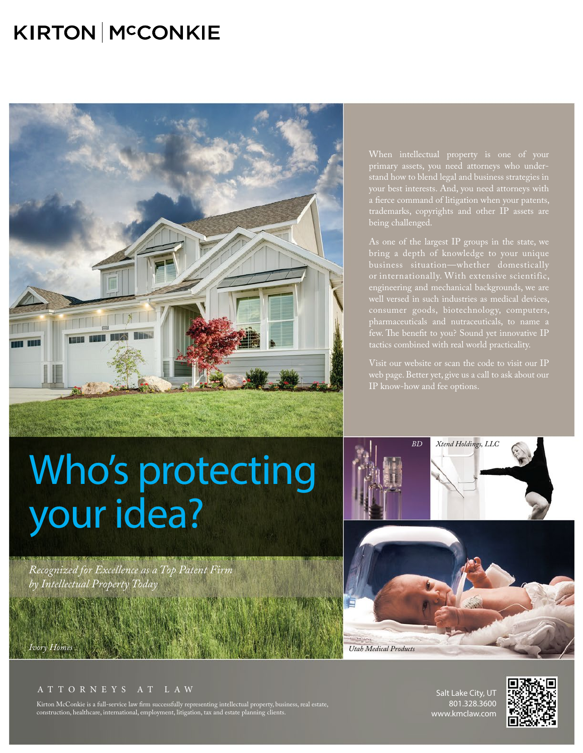# KIRTON | McCONKIE

When intellectual property is one of your primary assets, you need attorneys who understand how to blend legal and business strategies in your best interests. And, you need attorneys with a fierce command of litigation when your patents, trademarks, copyrights and other IP assets are being challenged.

As one of the largest IP groups in the state, we bring a depth of knowledge to your unique business situation—whether domestically or internationally. With extensive scientific, engineering and mechanical backgrounds, we are well versed in such industries as medical devices, consumer goods, biotechnology, computers, pharmaceuticals and nutraceuticals, to name a few. The benefit to you? Sound yet innovative IP tactics combined with real world practicality.

Visit our website or scan the code to visit our IP web page. Better yet, give us a call to ask about our IP know-how and fee options.

## Who's protecting your idea?

*Recognized for Excellence as a Top Patent Firm by Intellectual Property Today*

*Ivory Homes*

*BD*

*Xtend Holdings, LLC*

*Utah Medical Products*

ATTORNEYS AT LAW

Kirton McConkie is a full-service law firm successfully representing intellectual property, business, real estate, construction, healthcare, international, employment, litigation, tax and estate planning clients.

Salt Lake City, UT
801.328.3600
www.kmclaw.com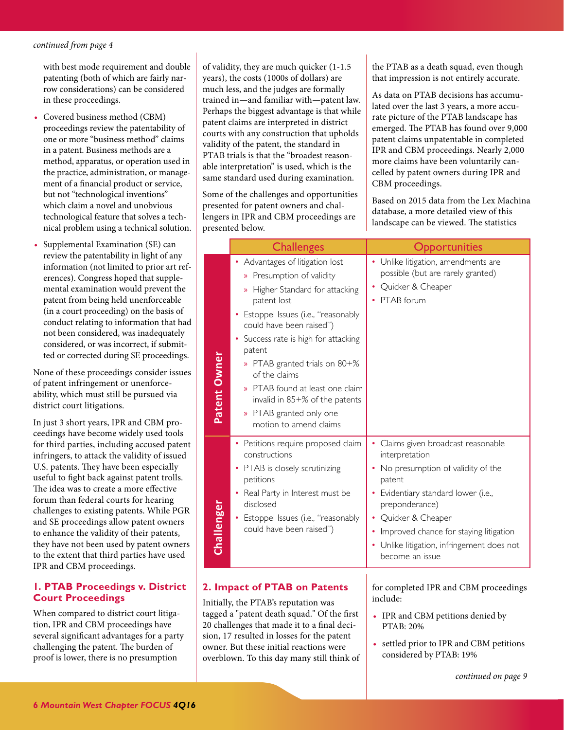*continued from page 4*

with best mode requirement and double patenting (both of which are fairly narrow considerations) can be considered in these proceedings.

- Covered business method (CBM) proceedings review the patentability of one or more "business method" claims in a patent. Business methods are a method, apparatus, or operation used in the practice, administration, or management of a financial product or service, but not "technological inventions" which claim a novel and unobvious technological feature that solves a technical problem using a technical solution.
- Supplemental Examination (SE) can review the patentability in light of any information (not limited to prior art references). Congress hoped that supplemental examination would prevent the patent from being held unenforceable (in a court proceeding) on the basis of conduct relating to information that had not been considered, was inadequately considered, or was incorrect, if submitted or corrected during SE proceedings.

None of these proceedings consider issues of patent infringement or unenforceability, which must still be pursued via district court litigations.

In just 3 short years, IPR and CBM proceedings have become widely used tools for third parties, including accused patent infringers, to attack the validity of issued U.S. patents. They have been especially useful to fight back against patent trolls. The idea was to create a more effective forum than federal courts for hearing challenges to existing patents. While PGR and SE proceedings allow patent owners to enhance the validity of their patents, they have not been used by patent owners to the extent that third parties have used IPR and CBM proceedings.

## 1. PTAB Proceedings v. District Court Proceedings

When compared to district court litigation, IPR and CBM proceedings have several significant advantages for a party challenging the patent. The burden of proof is lower, there is no presumption of validity, they are much quicker (1-1.5 years), the costs (1000s of dollars) are much less, and the judges are formally trained in—and familiar with—patent law. Perhaps the biggest advantage is that while patent claims are interpreted in district courts with any construction that upholds validity of the patent, the standard in PTAB trials is that the "broadest reasonable interpretation" is used, which is the same standard used during examination.

Some of the challenges and opportunities presented for patent owners and challengers in IPR and CBM proceedings are presented below.

| | Challenges | Opportunities |
|---|---|---|
| **Patent Owner** | • Advantages of litigation lost<br>» Presumption of validity<br>» Higher Standard for attacking patent lost<br>• Estoppel Issues (i.e., "reasonably could have been raised")<br>• Success rate is high for attacking patent<br>» PTAB granted trials on 80+% of the claims<br>» PTAB found at least one claim invalid in 85+% of the patents<br>» PTAB granted only one motion to amend claims | • Unlike litigation, amendments are possible (but are rarely granted)<br>• Quicker & Cheaper<br>• PTAB forum |
| **Challenger** | • Petitions require proposed claim constructions<br>• PTAB is closely scrutinizing petitions<br>• Real Party in Interest must be disclosed<br>• Estoppel Issues (i.e., "reasonably could have been raised") | • Claims given broadcast reasonable interpretation<br>• No presumption of validity of the patent<br>• Evidentiary standard lower (i.e., preponderance)<br>• Quicker & Cheaper<br>• Improved chance for staying litigation<br>• Unlike litigation, infringement does not become an issue |

## 2. Impact of PTAB on Patents

Initially, the PTAB's reputation was tagged a "patent death squad." Of the first 20 challenges that made it to a final decision, 17 resulted in losses for the patent owner. But these initial reactions were overblown. To this day many still think of the PTAB as a death squad, even though that impression is not entirely accurate.

As data on PTAB decisions has accumulated over the last 3 years, a more accurate picture of the PTAB landscape has emerged. The PTAB has found over 9,000 patent claims unpatentable in completed IPR and CBM proceedings. Nearly 2,000 more claims have been voluntarily cancelled by patent owners during IPR and CBM proceedings.

Based on 2015 data from the Lex Machina database, a more detailed view of this landscape can be viewed. The statistics for completed IPR and CBM proceedings include:

- IPR and CBM petitions denied by PTAB: 20%
- settled prior to IPR and CBM petitions considered by PTAB: 19%

*continued on page 9*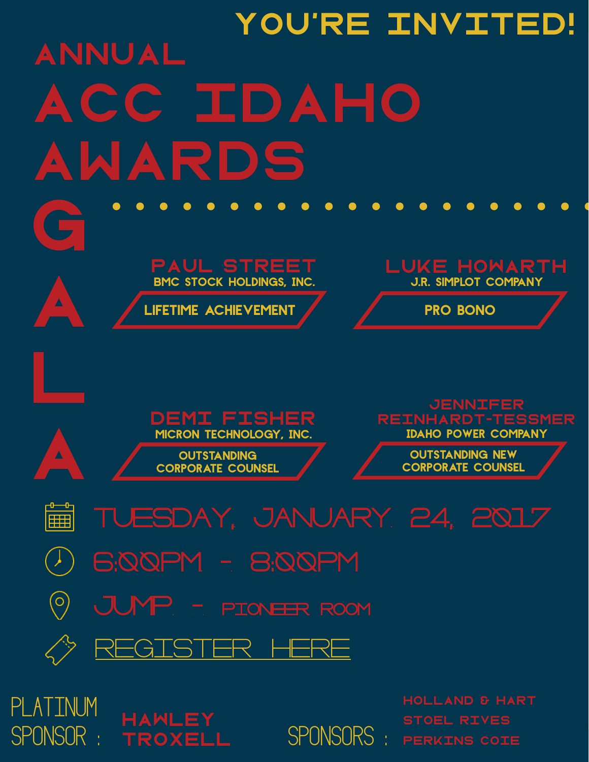YOU'RE INVITED!

# ANNUAL ACC IDAHO AWARDS GALA

**PAUL STREET**
BMC STOCK HOLDINGS, INC.
LIFETIME ACHIEVEMENT

**LUKE HOWARTH**
J.R. SIMPLOT COMPANY
PRO BONO

**DEMI FISHER**
MICRON TECHNOLOGY, INC.
OUTSTANDING CORPORATE COUNSEL

**JENNIFER REINHARDT-TESSMER**
IDAHO POWER COMPANY
OUTSTANDING NEW CORPORATE COUNSEL

TUESDAY, JANUARY 24, 2017

6:00PM - 8:00PM

JUMP - PIONEER ROOM

REGISTER HERE

PLATINUM SPONSOR: **HAWLEY TROXELL**

SPONSORS:
HOLLAND & HART
STOEL RIVES
PERKINS COIE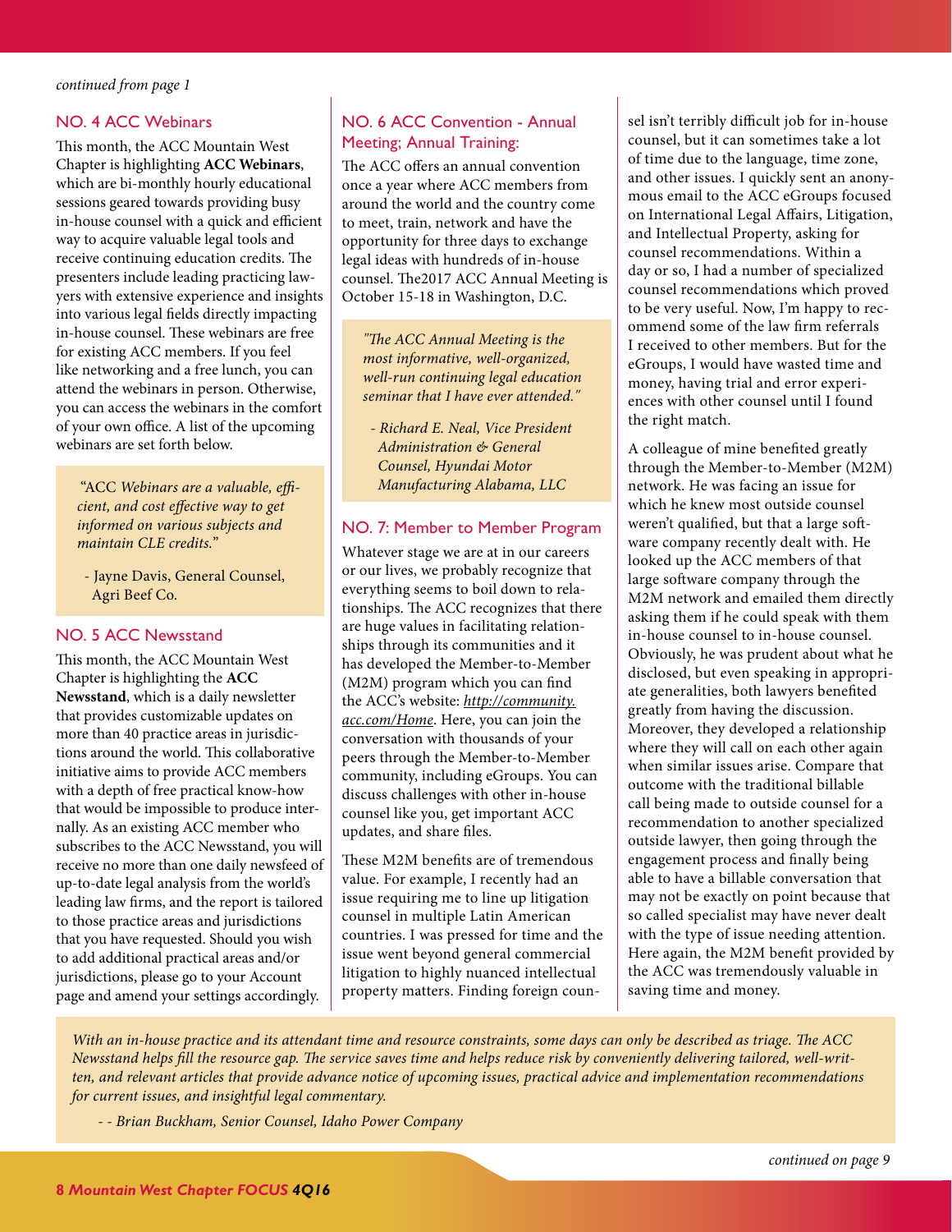*continued from page 1*

## NO. 4 ACC Webinars

This month, the ACC Mountain West Chapter is highlighting **ACC Webinars**, which are bi-monthly hourly educational sessions geared towards providing busy in-house counsel with a quick and efficient way to acquire valuable legal tools and receive continuing education credits. The presenters include leading practicing lawyers with extensive experience and insights into various legal fields directly impacting in-house counsel. These webinars are free for existing ACC members. If you feel like networking and a free lunch, you can attend the webinars in person. Otherwise, you can access the webinars in the comfort of your own office. A list of the upcoming webinars are set forth below.

> "ACC *Webinars are a valuable, efficient, and cost effective way to get informed on various subjects and maintain CLE credits."*
>
> - Jayne Davis, General Counsel, Agri Beef Co.

## NO. 5 ACC Newsstand

This month, the ACC Mountain West Chapter is highlighting the **ACC Newsstand**, which is a daily newsletter that provides customizable updates on more than 40 practice areas in jurisdictions around the world. This collaborative initiative aims to provide ACC members with a depth of free practical know-how that would be impossible to produce internally. As an existing ACC member who subscribes to the ACC Newsstand, you will receive no more than one daily newsfeed of up-to-date legal analysis from the world's leading law firms, and the report is tailored to those practice areas and jurisdictions that you have requested. Should you wish to add additional practical areas and/or jurisdictions, please go to your Account page and amend your settings accordingly.

## NO. 6 ACC Convention - Annual Meeting; Annual Training:

The ACC offers an annual convention once a year where ACC members from around the world and the country come to meet, train, network and have the opportunity for three days to exchange legal ideas with hundreds of in-house counsel. The2017 ACC Annual Meeting is October 15-18 in Washington, D.C.

> *"The ACC Annual Meeting is the most informative, well-organized, well-run continuing legal education seminar that I have ever attended."*
>
> *- Richard E. Neal, Vice President Administration & General Counsel, Hyundai Motor Manufacturing Alabama, LLC*

## NO. 7: Member to Member Program

Whatever stage we are at in our careers or our lives, we probably recognize that everything seems to boil down to relationships. The ACC recognizes that there are huge values in facilitating relationships through its communities and it has developed the Member-to-Member (M2M) program which you can find the ACC's website: *http://community.acc.com/Home*. Here, you can join the conversation with thousands of your peers through the Member-to-Member community, including eGroups. You can discuss challenges with other in-house counsel like you, get important ACC updates, and share files.

These M2M benefits are of tremendous value. For example, I recently had an issue requiring me to line up litigation counsel in multiple Latin American countries. I was pressed for time and the issue went beyond general commercial litigation to highly nuanced intellectual property matters. Finding foreign counsel isn't terribly difficult job for in-house counsel, but it can sometimes take a lot of time due to the language, time zone, and other issues. I quickly sent an anonymous email to the ACC eGroups focused on International Legal Affairs, Litigation, and Intellectual Property, asking for counsel recommendations. Within a day or so, I had a number of specialized counsel recommendations which proved to be very useful. Now, I'm happy to recommend some of the law firm referrals I received to other members. But for the eGroups, I would have wasted time and money, having trial and error experiences with other counsel until I found the right match.

A colleague of mine benefited greatly through the Member-to-Member (M2M) network. He was facing an issue for which he knew most outside counsel weren't qualified, but that a large software company recently dealt with. He looked up the ACC members of that large software company through the M2M network and emailed them directly asking them if he could speak with them in-house counsel to in-house counsel. Obviously, he was prudent about what he disclosed, but even speaking in appropriate generalities, both lawyers benefited greatly from having the discussion. Moreover, they developed a relationship where they will call on each other again when similar issues arise. Compare that outcome with the traditional billable call being made to outside counsel for a recommendation to another specialized outside lawyer, then going through the engagement process and finally being able to have a billable conversation that may not be exactly on point because that so called specialist may have never dealt with the type of issue needing attention. Here again, the M2M benefit provided by the ACC was tremendously valuable in saving time and money.

> *With an in-house practice and its attendant time and resource constraints, some days can only be described as triage. The ACC Newsstand helps fill the resource gap. The service saves time and helps reduce risk by conveniently delivering tailored, well-written, and relevant articles that provide advance notice of upcoming issues, practical advice and implementation recommendations for current issues, and insightful legal commentary.*
>
> *- - Brian Buckham, Senior Counsel, Idaho Power Company*

*continued on page 9*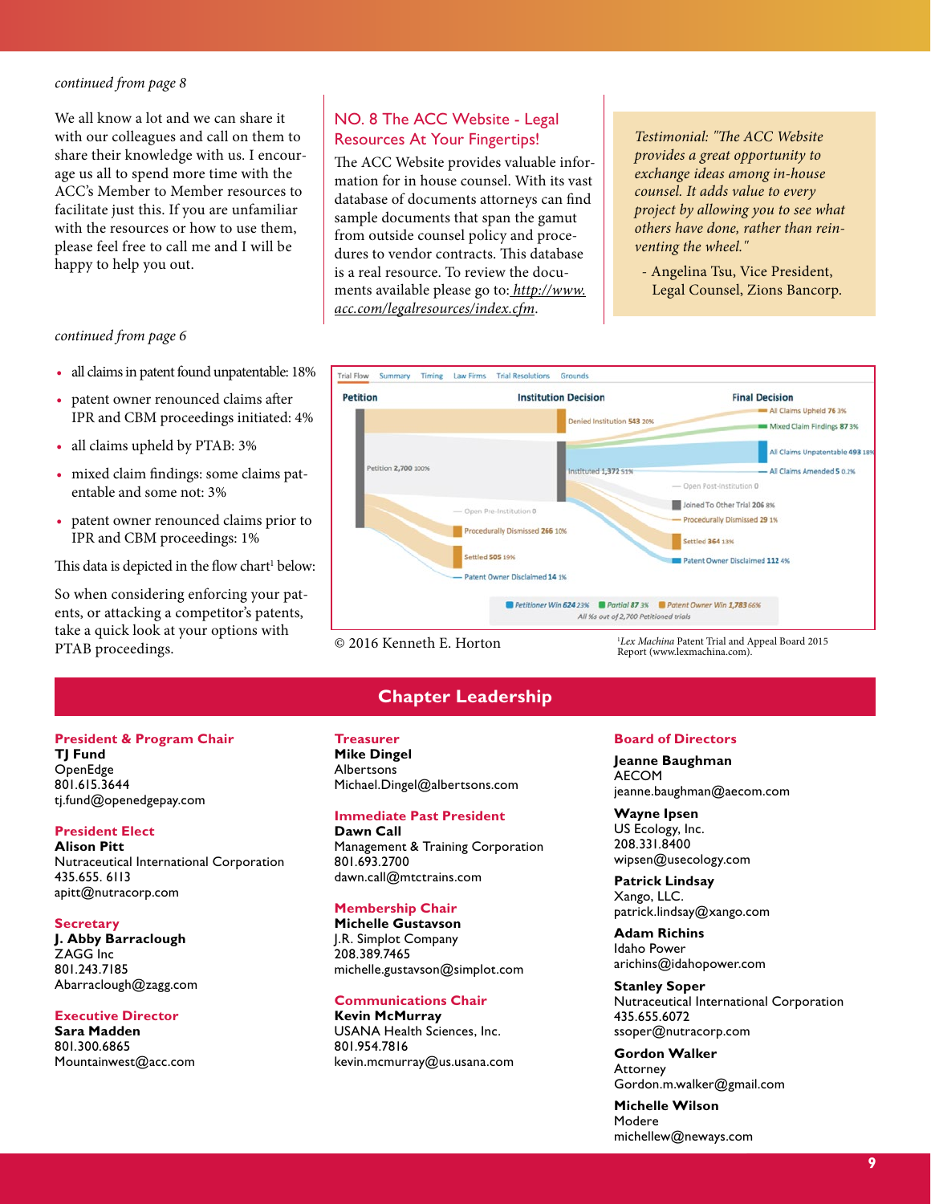*continued from page 8*

We all know a lot and we can share it with our colleagues and call on them to share their knowledge with us. I encourage us all to spend more time with the ACC's Member to Member resources to facilitate just this. If you are unfamiliar with the resources or how to use them, please feel free to call me and I will be happy to help you out.

## NO. 8 The ACC Website - Legal Resources At Your Fingertips!

The ACC Website provides valuable information for in house counsel. With its vast database of documents attorneys can find sample documents that span the gamut from outside counsel policy and procedures to vendor contracts. This database is a real resource. To review the documents available please go to: http://www.acc.com/legalresources/index.cfm.

*Testimonial: "The ACC Website provides a great opportunity to exchange ideas among in-house counsel. It adds value to every project by allowing you to see what others have done, rather than reinventing the wheel."*

- Angelina Tsu, Vice President, Legal Counsel, Zions Bancorp.

*continued from page 6*

- all claims in patent found unpatentable: 18%
- patent owner renounced claims after IPR and CBM proceedings initiated: 4%
- all claims upheld by PTAB: 3%
- mixed claim findings: some claims patentable and some not: 3%
- patent owner renounced claims prior to IPR and CBM proceedings: 1%

This data is depicted in the flow chart[1] below:

So when considering enforcing your patents, or attacking a competitor's patents, take a quick look at your options with PTAB proceedings.

Trial Flow Summary Timing Law Firms Trial Resolutions Grounds

Petition
Institution Decision
Final Decision

Petition 2,700 100%
Denied Institution 543 20%
Instituted 1,372 51%
Open Pre-Institution 0
Procedurally Dismissed 266 10%
Settled 505 19%
Patent Owner Disclaimed 14 1%
All Claims Upheld 76 3%
Mixed Claim Findings 87 3%
All Claims Unpatentable 493 18%
All Claims Amended 5 0.2%
Open Post-Institution 0
Joined To Other Trial 206 8%
Procedurally Dismissed 29 1%
Settled 364 13%
Patent Owner Disclaimed 112 4%

Petitioner Win 624 23% Partial 87 3% Patent Owner Win 1,783 66%
All %s out of 2,700 Petitioned trials

© 2016 Kenneth E. Horton

[1] *Lex Machina* Patent Trial and Appeal Board 2015 Report (www.lexmachina.com).

## Chapter Leadership

**President & Program Chair**
**TJ Fund**
OpenEdge
801.615.3644
tj.fund@openedgepay.com

**President Elect**
**Alison Pitt**
Nutraceutical International Corporation
435.655. 6113
apitt@nutracorp.com

**Secretary**
**J. Abby Barraclough**
ZAGG Inc
801.243.7185
Abarraclough@zagg.com

**Executive Director**
**Sara Madden**
801.300.6865
Mountainwest@acc.com

**Treasurer**
**Mike Dingel**
Albertsons
Michael.Dingel@albertsons.com

**Immediate Past President**
**Dawn Call**
Management & Training Corporation
801.693.2700
dawn.call@mtctrains.com

**Membership Chair**
**Michelle Gustavson**
J.R. Simplot Company
208.389.7465
michelle.gustavson@simplot.com

**Communications Chair**
**Kevin McMurray**
USANA Health Sciences, Inc.
801.954.7816
kevin.mcmurray@us.usana.com

**Board of Directors**

**Jeanne Baughman**
AECOM
jeanne.baughman@aecom.com

**Wayne Ipsen**
US Ecology, Inc.
208.331.8400
wipsen@usecology.com

**Patrick Lindsay**
Xango, LLC.
patrick.lindsay@xango.com

**Adam Richins**
Idaho Power
arichins@idahopower.com

**Stanley Soper**
Nutraceutical International Corporation
435.655.6072
ssoper@nutracorp.com

**Gordon Walker**
Attorney
Gordon.m.walker@gmail.com

**Michelle Wilson**
Modere
michellew@neways.com